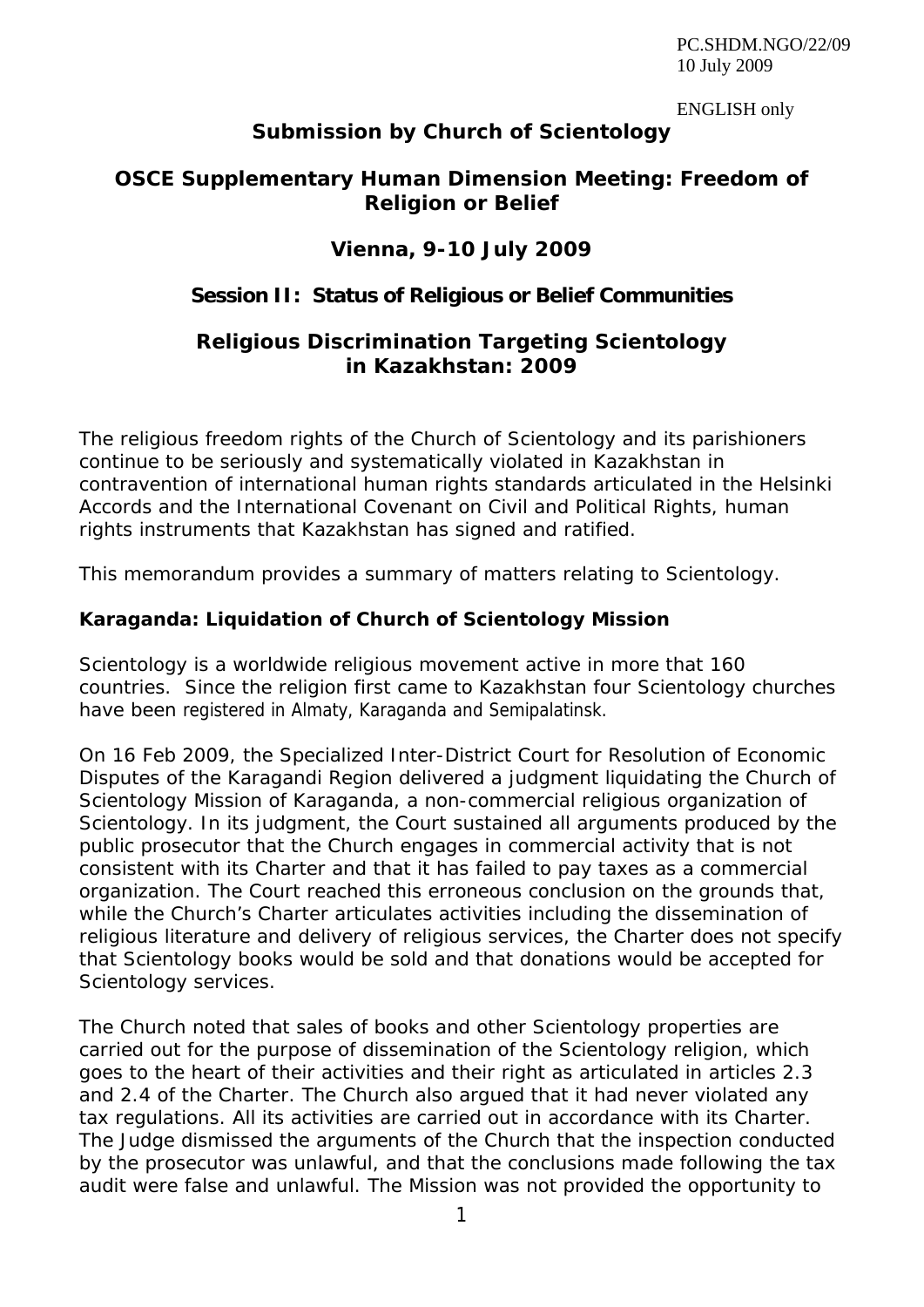PC.SHDM.NGO/22/09
10 July 2009

ENGLISH only

# Submission by Church of Scientology

## OSCE Supplementary Human Dimension Meeting: Freedom of Religion or Belief

## Vienna, 9-10 July 2009

### Session II: Status of Religious or Belief Communities

## Religious Discrimination Targeting Scientology in Kazakhstan: 2009

The religious freedom rights of the Church of Scientology and its parishioners continue to be seriously and systematically violated in Kazakhstan in contravention of international human rights standards articulated in the Helsinki Accords and the International Covenant on Civil and Political Rights, human rights instruments that Kazakhstan has signed and ratified.

This memorandum provides a summary of matters relating to Scientology.

**Karaganda: Liquidation of Church of Scientology Mission**

Scientology is a worldwide religious movement active in more that 160 countries. Since the religion first came to Kazakhstan four Scientology churches have been registered in Almaty, Karaganda and Semipalatinsk.

On 16 Feb 2009, the Specialized Inter-District Court for Resolution of Economic Disputes of the Karagandi Region delivered a judgment liquidating the Church of Scientology Mission of Karaganda, a non-commercial religious organization of Scientology. In its judgment, the Court sustained all arguments produced by the public prosecutor that the Church engages in commercial activity that is not consistent with its Charter and that it has failed to pay taxes as a commercial organization. The Court reached this erroneous conclusion on the grounds that, while the Church's Charter articulates activities including the dissemination of religious literature and delivery of religious services, the Charter does not specify that Scientology books would be sold and that donations would be accepted for Scientology services.

The Church noted that sales of books and other Scientology properties are carried out for the purpose of dissemination of the Scientology religion, which goes to the heart of their activities and their right as articulated in articles 2.3 and 2.4 of the Charter. The Church also argued that it had never violated any tax regulations. All its activities are carried out in accordance with its Charter. The Judge dismissed the arguments of the Church that the inspection conducted by the prosecutor was unlawful, and that the conclusions made following the tax audit were false and unlawful. The Mission was not provided the opportunity to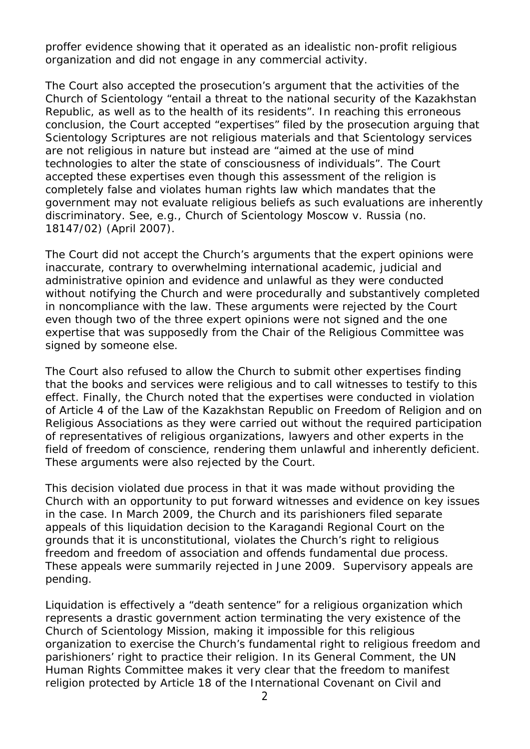proffer evidence showing that it operated as an idealistic non-profit religious organization and did not engage in any commercial activity.

The Court also accepted the prosecution's argument that the activities of the Church of Scientology "entail a threat to the national security of the Kazakhstan Republic, as well as to the health of its residents". In reaching this erroneous conclusion, the Court accepted "expertises" filed by the prosecution arguing that Scientology Scriptures are not religious materials and that Scientology services are not religious in nature but instead are "aimed at the use of mind technologies to alter the state of consciousness of individuals". The Court accepted these expertises even though this assessment of the religion is completely false and violates human rights law which mandates that the government may not evaluate religious beliefs as such evaluations are inherently discriminatory. See, e.g., Church of Scientology Moscow v. Russia (no. 18147/02) (April 2007).

The Court did not accept the Church's arguments that the expert opinions were inaccurate, contrary to overwhelming international academic, judicial and administrative opinion and evidence and unlawful as they were conducted without notifying the Church and were procedurally and substantively completed in noncompliance with the law. These arguments were rejected by the Court even though two of the three expert opinions were not signed and the one expertise that was supposedly from the Chair of the Religious Committee was signed by someone else.

The Court also refused to allow the Church to submit other expertises finding that the books and services were religious and to call witnesses to testify to this effect. Finally, the Church noted that the expertises were conducted in violation of Article 4 of the Law of the Kazakhstan Republic on Freedom of Religion and on Religious Associations as they were carried out without the required participation of representatives of religious organizations, lawyers and other experts in the field of freedom of conscience, rendering them unlawful and inherently deficient. These arguments were also rejected by the Court.

This decision violated due process in that it was made without providing the Church with an opportunity to put forward witnesses and evidence on key issues in the case. In March 2009, the Church and its parishioners filed separate appeals of this liquidation decision to the Karagandi Regional Court on the grounds that it is unconstitutional, violates the Church's right to religious freedom and freedom of association and offends fundamental due process. These appeals were summarily rejected in June 2009. Supervisory appeals are pending.

Liquidation is effectively a "death sentence" for a religious organization which represents a drastic government action terminating the very existence of the Church of Scientology Mission, making it impossible for this religious organization to exercise the Church's fundamental right to religious freedom and parishioners' right to practice their religion. In its General Comment, the UN Human Rights Committee makes it very clear that the freedom to manifest religion protected by Article 18 of the International Covenant on Civil and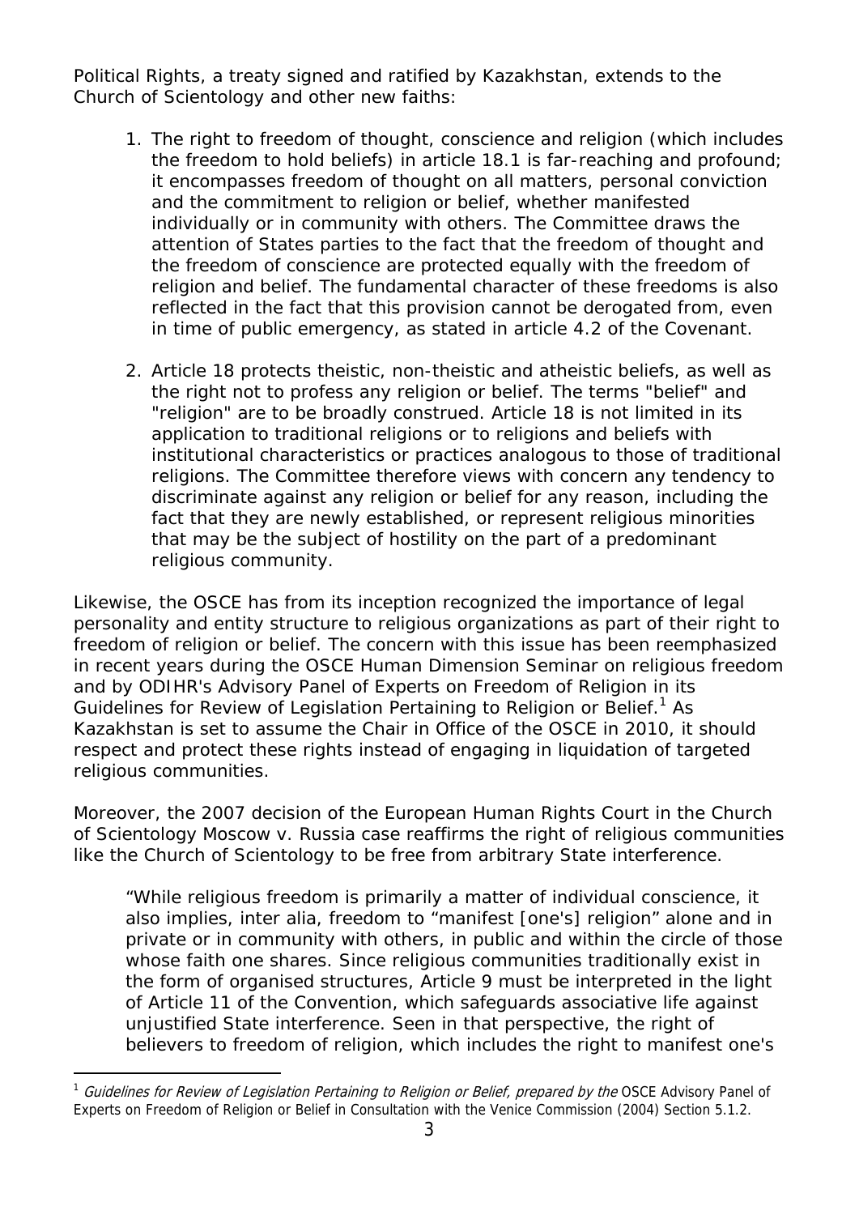Political Rights, a treaty signed and ratified by Kazakhstan, extends to the Church of Scientology and other new faiths:

1. The right to freedom of thought, conscience and religion (which includes the freedom to hold beliefs) in article 18.1 is far-reaching and profound; it encompasses freedom of thought on all matters, personal conviction and the commitment to religion or belief, whether manifested individually or in community with others. The Committee draws the attention of States parties to the fact that the freedom of thought and the freedom of conscience are protected equally with the freedom of religion and belief. The fundamental character of these freedoms is also reflected in the fact that this provision cannot be derogated from, even in time of public emergency, as stated in article 4.2 of the Covenant.

2. Article 18 protects theistic, non-theistic and atheistic beliefs, as well as the right not to profess any religion or belief. The terms "belief" and "religion" are to be broadly construed. Article 18 is not limited in its application to traditional religions or to religions and beliefs with institutional characteristics or practices analogous to those of traditional religions. The Committee therefore views with concern any tendency to discriminate against any religion or belief for any reason, including the fact that they are newly established, or represent religious minorities that may be the subject of hostility on the part of a predominant religious community.

Likewise, the OSCE has from its inception recognized the importance of legal personality and entity structure to religious organizations as part of their right to freedom of religion or belief. The concern with this issue has been reemphasized in recent years during the OSCE Human Dimension Seminar on religious freedom and by ODIHR's Advisory Panel of Experts on Freedom of Religion in its Guidelines for Review of Legislation Pertaining to Religion or Belief.[1] As Kazakhstan is set to assume the Chair in Office of the OSCE in 2010, it should respect and protect these rights instead of engaging in liquidation of targeted religious communities.

Moreover, the 2007 decision of the European Human Rights Court in the Church of Scientology Moscow v. Russia case reaffirms the right of religious communities like the Church of Scientology to be free from arbitrary State interference.

> "While religious freedom is primarily a matter of individual conscience, it also implies, inter alia, freedom to "manifest [one's] religion" alone and in private or in community with others, in public and within the circle of those whose faith one shares. Since religious communities traditionally exist in the form of organised structures, Article 9 must be interpreted in the light of Article 11 of the Convention, which safeguards associative life against unjustified State interference. Seen in that perspective, the right of believers to freedom of religion, which includes the right to manifest one's

---

[1] *Guidelines for Review of Legislation Pertaining to Religion or Belief, prepared by the* OSCE Advisory Panel of Experts on Freedom of Religion or Belief in Consultation with the Venice Commission (2004) Section 5.1.2.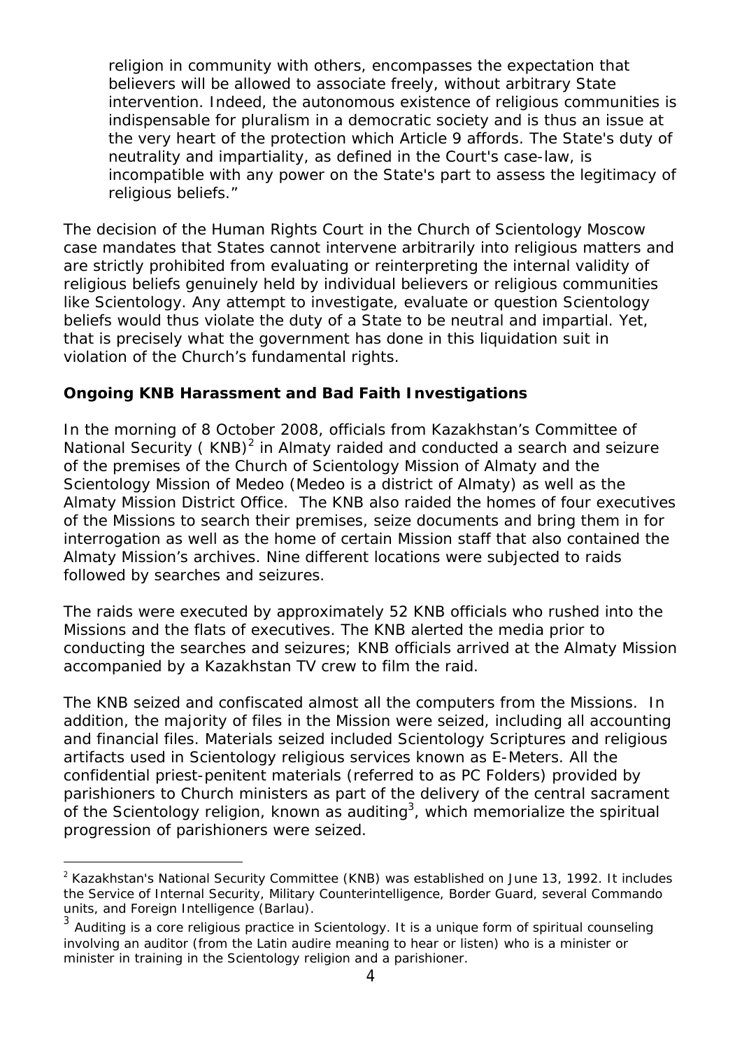religion in community with others, encompasses the expectation that believers will be allowed to associate freely, without arbitrary State intervention. Indeed, the autonomous existence of religious communities is indispensable for pluralism in a democratic society and is thus an issue at the very heart of the protection which Article 9 affords. The State's duty of neutrality and impartiality, as defined in the Court's case-law, is incompatible with any power on the State's part to assess the legitimacy of religious beliefs."

The decision of the Human Rights Court in the Church of Scientology Moscow case mandates that States cannot intervene arbitrarily into religious matters and are strictly prohibited from evaluating or reinterpreting the internal validity of religious beliefs genuinely held by individual believers or religious communities like Scientology. Any attempt to investigate, evaluate or question Scientology beliefs would thus violate the duty of a State to be neutral and impartial. Yet, that is precisely what the government has done in this liquidation suit in violation of the Church's fundamental rights.

**Ongoing KNB Harassment and Bad Faith Investigations**

In the morning of 8 October 2008, officials from Kazakhstan's Committee of National Security ( KNB)[2] in Almaty raided and conducted a search and seizure of the premises of the Church of Scientology Mission of Almaty and the Scientology Mission of Medeo (Medeo is a district of Almaty) as well as the Almaty Mission District Office. The KNB also raided the homes of four executives of the Missions to search their premises, seize documents and bring them in for interrogation as well as the home of certain Mission staff that also contained the Almaty Mission's archives. Nine different locations were subjected to raids followed by searches and seizures.

The raids were executed by approximately 52 KNB officials who rushed into the Missions and the flats of executives. The KNB alerted the media prior to conducting the searches and seizures; KNB officials arrived at the Almaty Mission accompanied by a Kazakhstan TV crew to film the raid.

The KNB seized and confiscated almost all the computers from the Missions. In addition, the majority of files in the Mission were seized, including all accounting and financial files. Materials seized included Scientology Scriptures and religious artifacts used in Scientology religious services known as E-Meters. All the confidential priest-penitent materials (referred to as PC Folders) provided by parishioners to Church ministers as part of the delivery of the central sacrament of the Scientology religion, known as auditing[3], which memorialize the spiritual progression of parishioners were seized.

---

[2] Kazakhstan's National Security Committee (KNB) was established on June 13, 1992. It includes the Service of Internal Security, Military Counterintelligence, Border Guard, several Commando units, and Foreign Intelligence (Barlau).

[3] Auditing is a core religious practice in Scientology. It is a unique form of spiritual counseling involving an auditor (from the Latin audire meaning to hear or listen) who is a minister or minister in training in the Scientology religion and a parishioner.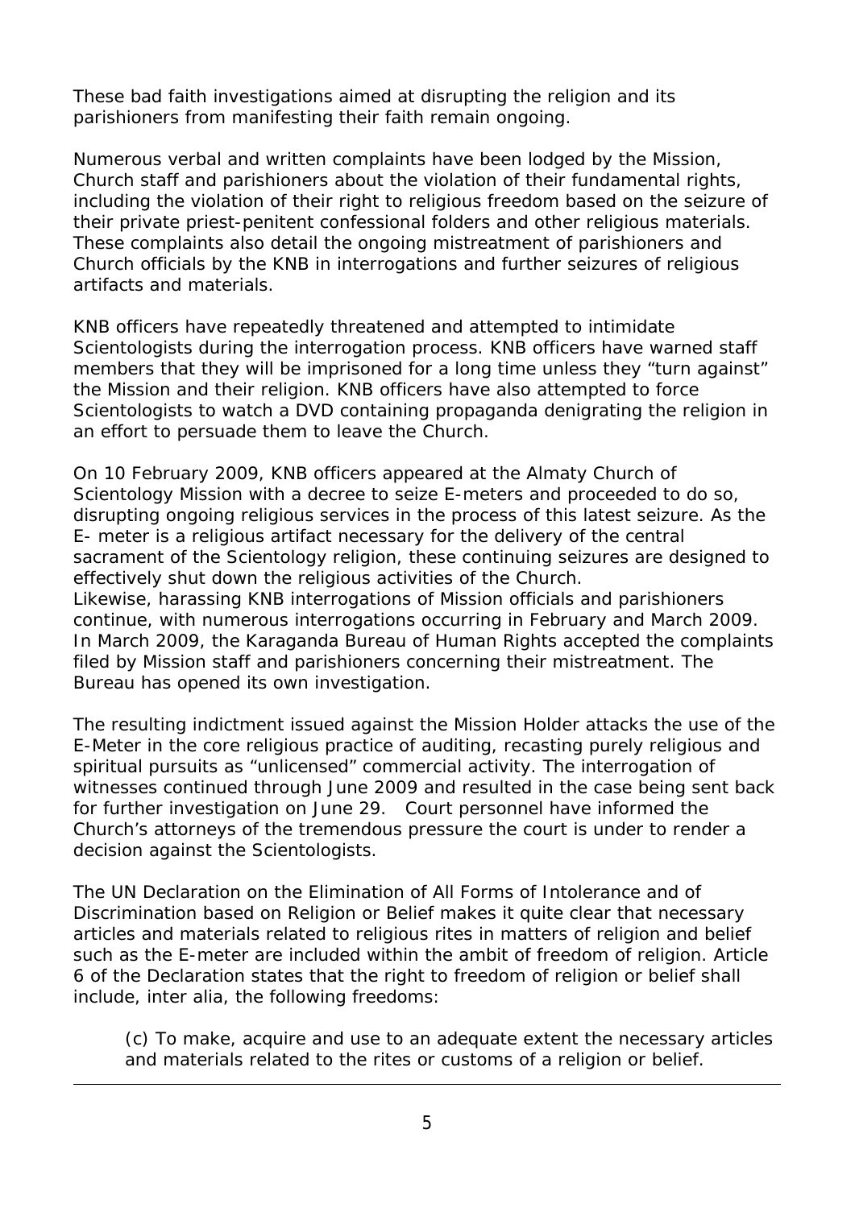These bad faith investigations aimed at disrupting the religion and its parishioners from manifesting their faith remain ongoing.

Numerous verbal and written complaints have been lodged by the Mission, Church staff and parishioners about the violation of their fundamental rights, including the violation of their right to religious freedom based on the seizure of their private priest-penitent confessional folders and other religious materials. These complaints also detail the ongoing mistreatment of parishioners and Church officials by the KNB in interrogations and further seizures of religious artifacts and materials.

KNB officers have repeatedly threatened and attempted to intimidate Scientologists during the interrogation process. KNB officers have warned staff members that they will be imprisoned for a long time unless they "turn against" the Mission and their religion. KNB officers have also attempted to force Scientologists to watch a DVD containing propaganda denigrating the religion in an effort to persuade them to leave the Church.

On 10 February 2009, KNB officers appeared at the Almaty Church of Scientology Mission with a decree to seize E-meters and proceeded to do so, disrupting ongoing religious services in the process of this latest seizure. As the E- meter is a religious artifact necessary for the delivery of the central sacrament of the Scientology religion, these continuing seizures are designed to effectively shut down the religious activities of the Church.
Likewise, harassing KNB interrogations of Mission officials and parishioners continue, with numerous interrogations occurring in February and March 2009. In March 2009, the Karaganda Bureau of Human Rights accepted the complaints filed by Mission staff and parishioners concerning their mistreatment. The Bureau has opened its own investigation.

The resulting indictment issued against the Mission Holder attacks the use of the E-Meter in the core religious practice of auditing, recasting purely religious and spiritual pursuits as "unlicensed" commercial activity. The interrogation of witnesses continued through June 2009 and resulted in the case being sent back for further investigation on June 29. Court personnel have informed the Church's attorneys of the tremendous pressure the court is under to render a decision against the Scientologists.

The UN Declaration on the Elimination of All Forms of Intolerance and of Discrimination based on Religion or Belief makes it quite clear that necessary articles and materials related to religious rites in matters of religion and belief such as the E-meter are included within the ambit of freedom of religion. Article 6 of the Declaration states that the right to freedom of religion or belief shall include, inter alia, the following freedoms:

> (c) To make, acquire and use to an adequate extent the necessary articles and materials related to the rites or customs of a religion or belief.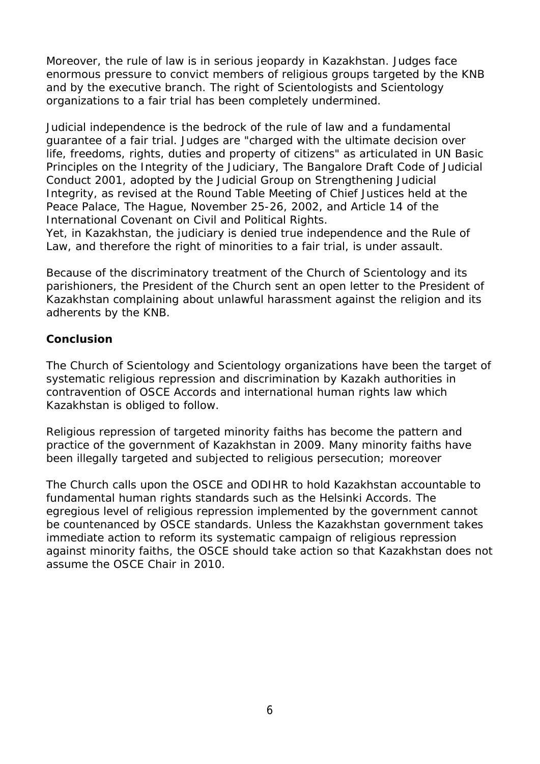Moreover, the rule of law is in serious jeopardy in Kazakhstan. Judges face enormous pressure to convict members of religious groups targeted by the KNB and by the executive branch. The right of Scientologists and Scientology organizations to a fair trial has been completely undermined.

Judicial independence is the bedrock of the rule of law and a fundamental guarantee of a fair trial. Judges are "charged with the ultimate decision over life, freedoms, rights, duties and property of citizens" as articulated in UN Basic Principles on the Integrity of the Judiciary, The Bangalore Draft Code of Judicial Conduct 2001, adopted by the Judicial Group on Strengthening Judicial Integrity, as revised at the Round Table Meeting of Chief Justices held at the Peace Palace, The Hague, November 25-26, 2002, and Article 14 of the International Covenant on Civil and Political Rights.
Yet, in Kazakhstan, the judiciary is denied true independence and the Rule of Law, and therefore the right of minorities to a fair trial, is under assault.

Because of the discriminatory treatment of the Church of Scientology and its parishioners, the President of the Church sent an open letter to the President of Kazakhstan complaining about unlawful harassment against the religion and its adherents by the KNB.

**Conclusion**

The Church of Scientology and Scientology organizations have been the target of systematic religious repression and discrimination by Kazakh authorities in contravention of OSCE Accords and international human rights law which Kazakhstan is obliged to follow.

Religious repression of targeted minority faiths has become the pattern and practice of the government of Kazakhstan in 2009. Many minority faiths have been illegally targeted and subjected to religious persecution; moreover

The Church calls upon the OSCE and ODIHR to hold Kazakhstan accountable to fundamental human rights standards such as the Helsinki Accords. The egregious level of religious repression implemented by the government cannot be countenanced by OSCE standards. Unless the Kazakhstan government takes immediate action to reform its systematic campaign of religious repression against minority faiths, the OSCE should take action so that Kazakhstan does not assume the OSCE Chair in 2010.